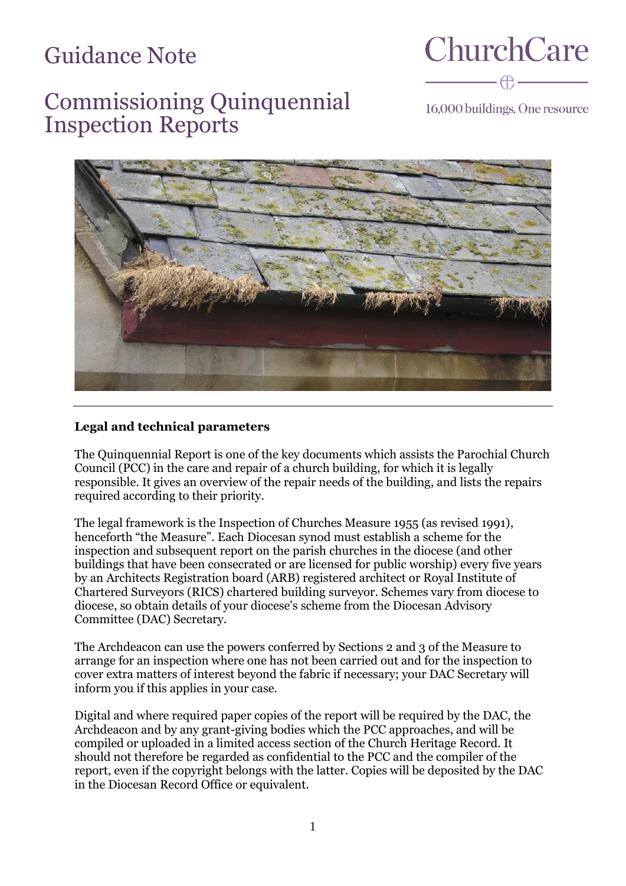# Guidance Note

# Commissioning Quinquennial Inspection Reports

ChurchCare

16,000 buildings. One resource

---

**Legal and technical parameters**

The Quinquennial Report is one of the key documents which assists the Parochial Church Council (PCC) in the care and repair of a church building, for which it is legally responsible. It gives an overview of the repair needs of the building, and lists the repairs required according to their priority.

The legal framework is the Inspection of Churches Measure 1955 (as revised 1991), henceforth "the Measure". Each Diocesan synod must establish a scheme for the inspection and subsequent report on the parish churches in the diocese (and other buildings that have been consecrated or are licensed for public worship) every five years by an Architects Registration board (ARB) registered architect or Royal Institute of Chartered Surveyors (RICS) chartered building surveyor. Schemes vary from diocese to diocese, so obtain details of your diocese's scheme from the Diocesan Advisory Committee (DAC) Secretary.

The Archdeacon can use the powers conferred by Sections 2 and 3 of the Measure to arrange for an inspection where one has not been carried out and for the inspection to cover extra matters of interest beyond the fabric if necessary; your DAC Secretary will inform you if this applies in your case.

Digital and where required paper copies of the report will be required by the DAC, the Archdeacon and by any grant-giving bodies which the PCC approaches, and will be compiled or uploaded in a limited access section of the Church Heritage Record. It should not therefore be regarded as confidential to the PCC and the compiler of the report, even if the copyright belongs with the latter. Copies will be deposited by the DAC in the Diocesan Record Office or equivalent.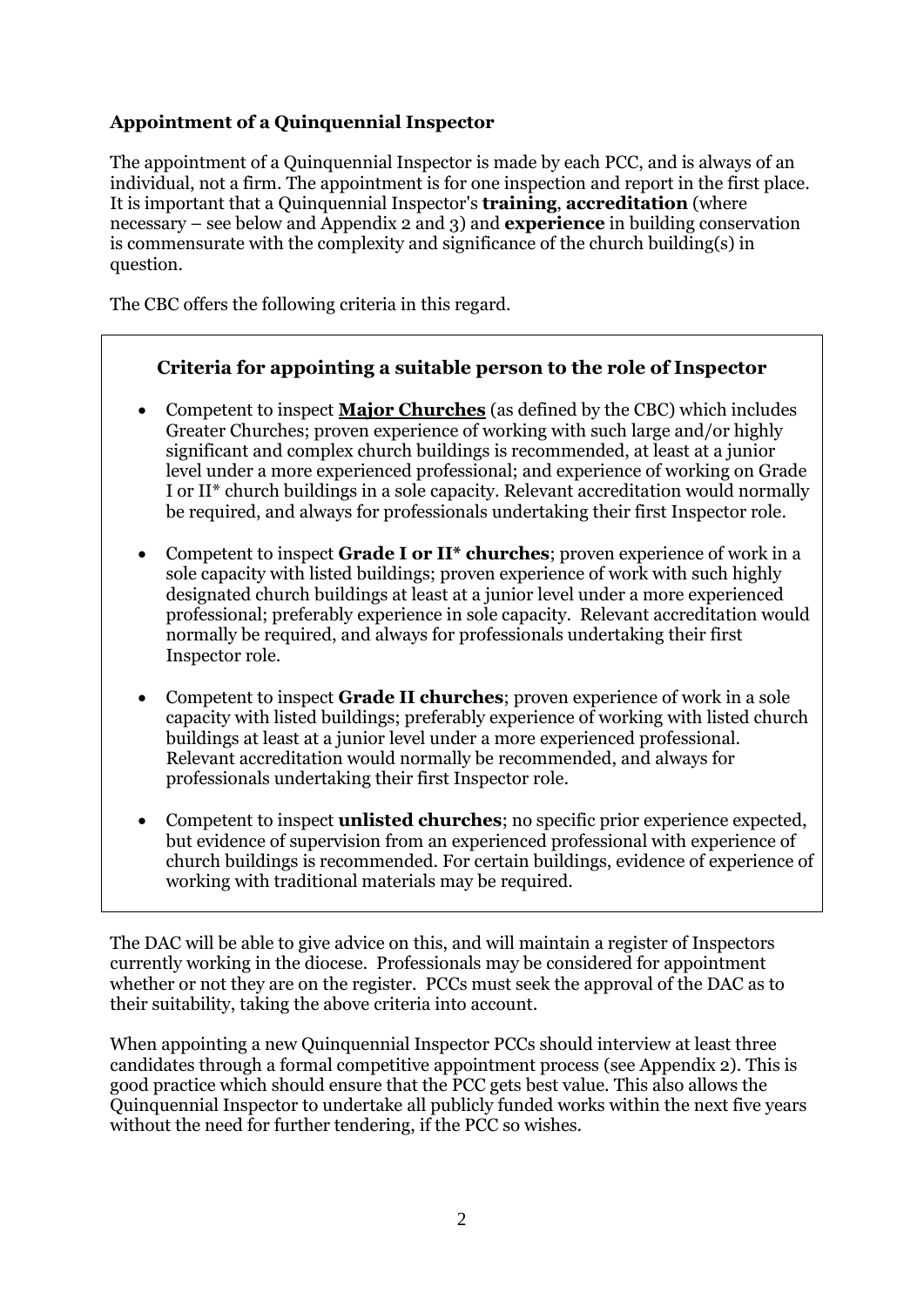## Appointment of a Quinquennial Inspector

The appointment of a Quinquennial Inspector is made by each PCC, and is always of an individual, not a firm. The appointment is for one inspection and report in the first place. It is important that a Quinquennial Inspector's **training**, **accreditation** (where necessary – see below and Appendix 2 and 3) and **experience** in building conservation is commensurate with the complexity and significance of the church building(s) in question.

The CBC offers the following criteria in this regard.

### Criteria for appointing a suitable person to the role of Inspector

- Competent to inspect **Major Churches** (as defined by the CBC) which includes Greater Churches; proven experience of working with such large and/or highly significant and complex church buildings is recommended, at least at a junior level under a more experienced professional; and experience of working on Grade I or II* church buildings in a sole capacity. Relevant accreditation would normally be required, and always for professionals undertaking their first Inspector role.
- Competent to inspect **Grade I or II* churches**; proven experience of work in a sole capacity with listed buildings; proven experience of work with such highly designated church buildings at least at a junior level under a more experienced professional; preferably experience in sole capacity. Relevant accreditation would normally be required, and always for professionals undertaking their first Inspector role.
- Competent to inspect **Grade II churches**; proven experience of work in a sole capacity with listed buildings; preferably experience of working with listed church buildings at least at a junior level under a more experienced professional. Relevant accreditation would normally be recommended, and always for professionals undertaking their first Inspector role.
- Competent to inspect **unlisted churches**; no specific prior experience expected, but evidence of supervision from an experienced professional with experience of church buildings is recommended. For certain buildings, evidence of experience of working with traditional materials may be required.

The DAC will be able to give advice on this, and will maintain a register of Inspectors currently working in the diocese. Professionals may be considered for appointment whether or not they are on the register. PCCs must seek the approval of the DAC as to their suitability, taking the above criteria into account.

When appointing a new Quinquennial Inspector PCCs should interview at least three candidates through a formal competitive appointment process (see Appendix 2). This is good practice which should ensure that the PCC gets best value. This also allows the Quinquennial Inspector to undertake all publicly funded works within the next five years without the need for further tendering, if the PCC so wishes.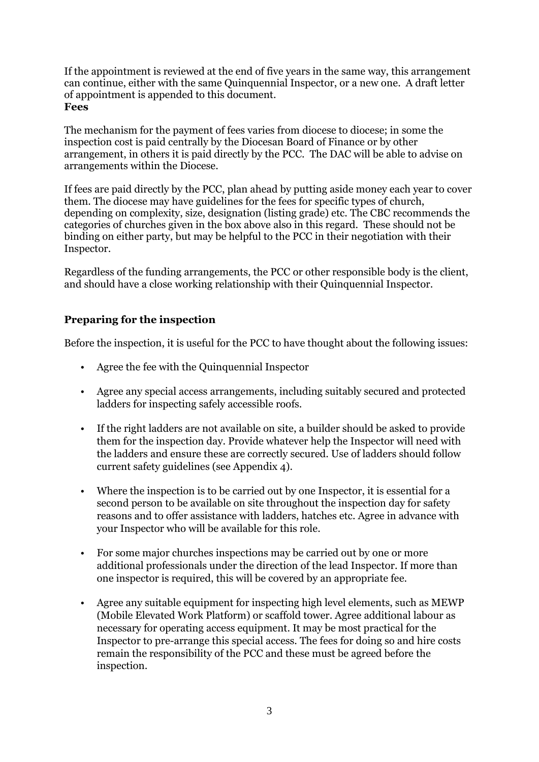If the appointment is reviewed at the end of five years in the same way, this arrangement can continue, either with the same Quinquennial Inspector, or a new one. A draft letter of appointment is appended to this document.

**Fees**

The mechanism for the payment of fees varies from diocese to diocese; in some the inspection cost is paid centrally by the Diocesan Board of Finance or by other arrangement, in others it is paid directly by the PCC. The DAC will be able to advise on arrangements within the Diocese.

If fees are paid directly by the PCC, plan ahead by putting aside money each year to cover them. The diocese may have guidelines for the fees for specific types of church, depending on complexity, size, designation (listing grade) etc. The CBC recommends the categories of churches given in the box above also in this regard. These should not be binding on either party, but may be helpful to the PCC in their negotiation with their Inspector.

Regardless of the funding arrangements, the PCC or other responsible body is the client, and should have a close working relationship with their Quinquennial Inspector.

## Preparing for the inspection

Before the inspection, it is useful for the PCC to have thought about the following issues:

- Agree the fee with the Quinquennial Inspector
- Agree any special access arrangements, including suitably secured and protected ladders for inspecting safely accessible roofs.
- If the right ladders are not available on site, a builder should be asked to provide them for the inspection day. Provide whatever help the Inspector will need with the ladders and ensure these are correctly secured. Use of ladders should follow current safety guidelines (see Appendix 4).
- Where the inspection is to be carried out by one Inspector, it is essential for a second person to be available on site throughout the inspection day for safety reasons and to offer assistance with ladders, hatches etc. Agree in advance with your Inspector who will be available for this role.
- For some major churches inspections may be carried out by one or more additional professionals under the direction of the lead Inspector. If more than one inspector is required, this will be covered by an appropriate fee.
- Agree any suitable equipment for inspecting high level elements, such as MEWP (Mobile Elevated Work Platform) or scaffold tower. Agree additional labour as necessary for operating access equipment. It may be most practical for the Inspector to pre-arrange this special access. The fees for doing so and hire costs remain the responsibility of the PCC and these must be agreed before the inspection.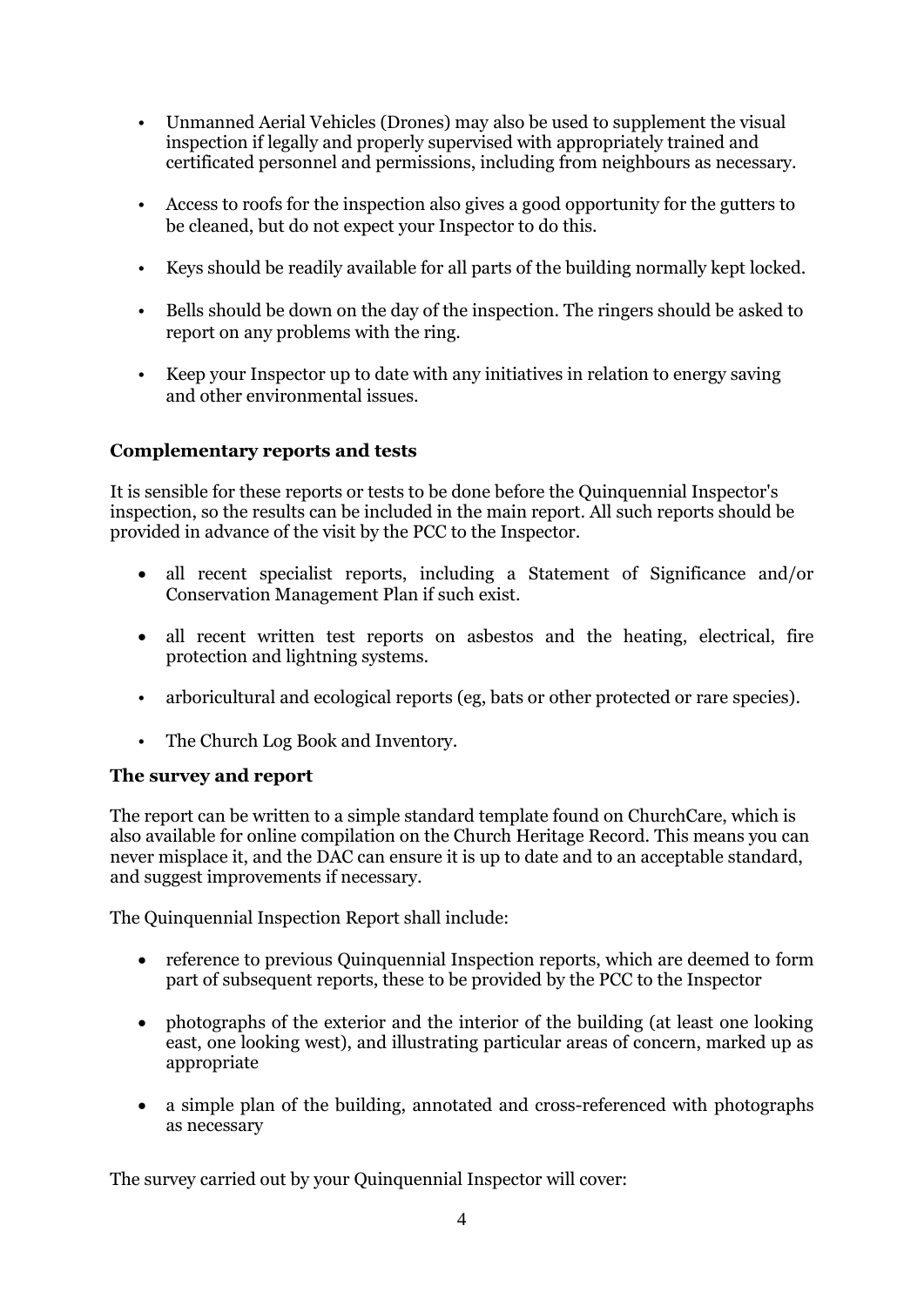- Unmanned Aerial Vehicles (Drones) may also be used to supplement the visual inspection if legally and properly supervised with appropriately trained and certificated personnel and permissions, including from neighbours as necessary.

- Access to roofs for the inspection also gives a good opportunity for the gutters to be cleaned, but do not expect your Inspector to do this.

- Keys should be readily available for all parts of the building normally kept locked.

- Bells should be down on the day of the inspection. The ringers should be asked to report on any problems with the ring.

- Keep your Inspector up to date with any initiatives in relation to energy saving and other environmental issues.

**Complementary reports and tests**

It is sensible for these reports or tests to be done before the Quinquennial Inspector's inspection, so the results can be included in the main report. All such reports should be provided in advance of the visit by the PCC to the Inspector.

- all recent specialist reports, including a Statement of Significance and/or Conservation Management Plan if such exist.

- all recent written test reports on asbestos and the heating, electrical, fire protection and lightning systems.

- arboricultural and ecological reports (eg, bats or other protected or rare species).

- The Church Log Book and Inventory.

**The survey and report**

The report can be written to a simple standard template found on ChurchCare, which is also available for online compilation on the Church Heritage Record. This means you can never misplace it, and the DAC can ensure it is up to date and to an acceptable standard, and suggest improvements if necessary.

The Quinquennial Inspection Report shall include:

- reference to previous Quinquennial Inspection reports, which are deemed to form part of subsequent reports, these to be provided by the PCC to the Inspector

- photographs of the exterior and the interior of the building (at least one looking east, one looking west), and illustrating particular areas of concern, marked up as appropriate

- a simple plan of the building, annotated and cross-referenced with photographs as necessary

The survey carried out by your Quinquennial Inspector will cover: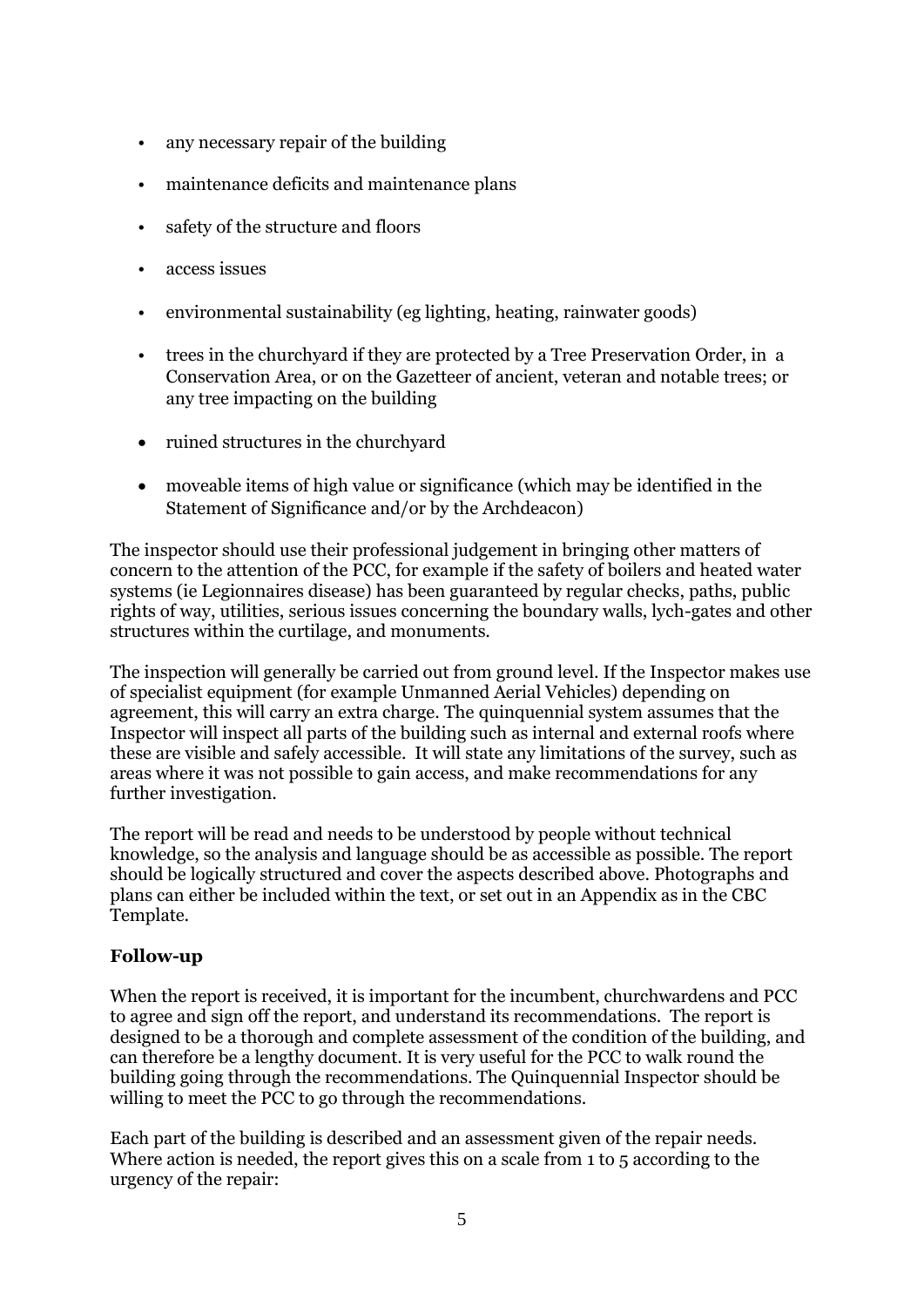- any necessary repair of the building
- maintenance deficits and maintenance plans
- safety of the structure and floors
- access issues
- environmental sustainability (eg lighting, heating, rainwater goods)
- trees in the churchyard if they are protected by a Tree Preservation Order, in a Conservation Area, or on the Gazetteer of ancient, veteran and notable trees; or any tree impacting on the building
- ruined structures in the churchyard
- moveable items of high value or significance (which may be identified in the Statement of Significance and/or by the Archdeacon)

The inspector should use their professional judgement in bringing other matters of concern to the attention of the PCC, for example if the safety of boilers and heated water systems (ie Legionnaires disease) has been guaranteed by regular checks, paths, public rights of way, utilities, serious issues concerning the boundary walls, lych-gates and other structures within the curtilage, and monuments.

The inspection will generally be carried out from ground level. If the Inspector makes use of specialist equipment (for example Unmanned Aerial Vehicles) depending on agreement, this will carry an extra charge. The quinquennial system assumes that the Inspector will inspect all parts of the building such as internal and external roofs where these are visible and safely accessible. It will state any limitations of the survey, such as areas where it was not possible to gain access, and make recommendations for any further investigation.

The report will be read and needs to be understood by people without technical knowledge, so the analysis and language should be as accessible as possible. The report should be logically structured and cover the aspects described above. Photographs and plans can either be included within the text, or set out in an Appendix as in the CBC Template.

### Follow-up

When the report is received, it is important for the incumbent, churchwardens and PCC to agree and sign off the report, and understand its recommendations. The report is designed to be a thorough and complete assessment of the condition of the building, and can therefore be a lengthy document. It is very useful for the PCC to walk round the building going through the recommendations. The Quinquennial Inspector should be willing to meet the PCC to go through the recommendations.

Each part of the building is described and an assessment given of the repair needs. Where action is needed, the report gives this on a scale from 1 to 5 according to the urgency of the repair: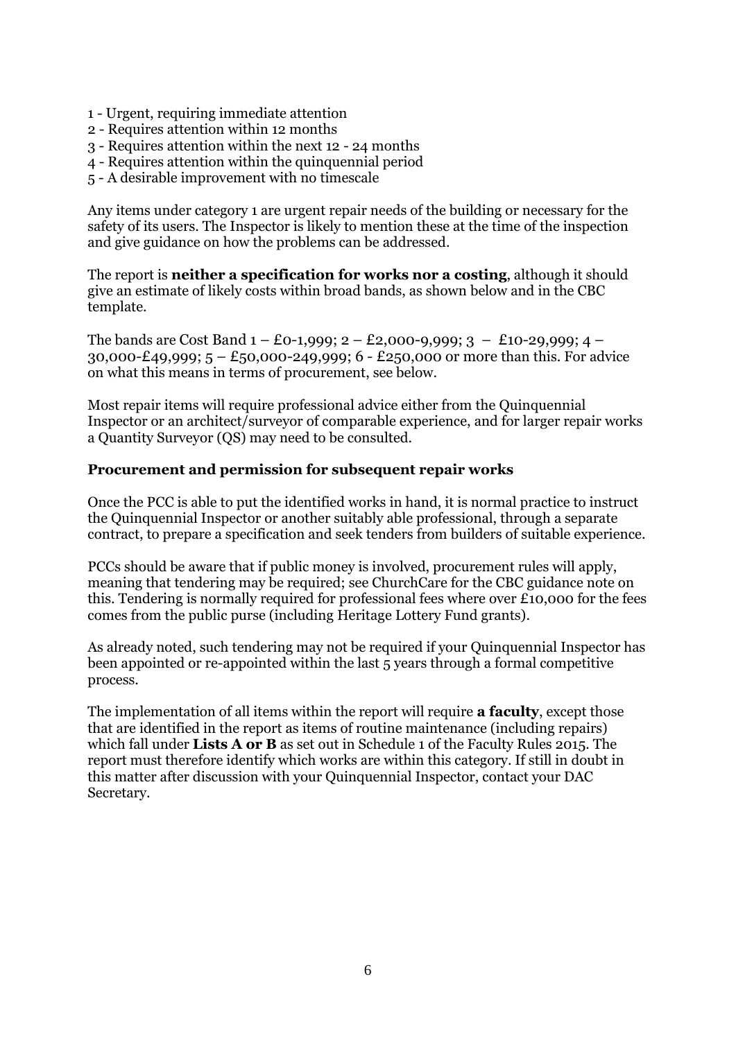1 - Urgent, requiring immediate attention
2 - Requires attention within 12 months
3 - Requires attention within the next 12 - 24 months
4 - Requires attention within the quinquennial period
5 - A desirable improvement with no timescale

Any items under category 1 are urgent repair needs of the building or necessary for the safety of its users. The Inspector is likely to mention these at the time of the inspection and give guidance on how the problems can be addressed.

The report is **neither a specification for works nor a costing**, although it should give an estimate of likely costs within broad bands, as shown below and in the CBC template.

The bands are Cost Band 1 – £0-1,999; 2 – £2,000-9,999; 3 – £10-29,999; 4 – 30,000-£49,999; 5 – £50,000-249,999; 6 - £250,000 or more than this. For advice on what this means in terms of procurement, see below.

Most repair items will require professional advice either from the Quinquennial Inspector or an architect/surveyor of comparable experience, and for larger repair works a Quantity Surveyor (QS) may need to be consulted.

### Procurement and permission for subsequent repair works

Once the PCC is able to put the identified works in hand, it is normal practice to instruct the Quinquennial Inspector or another suitably able professional, through a separate contract, to prepare a specification and seek tenders from builders of suitable experience.

PCCs should be aware that if public money is involved, procurement rules will apply, meaning that tendering may be required; see ChurchCare for the CBC guidance note on this. Tendering is normally required for professional fees where over £10,000 for the fees comes from the public purse (including Heritage Lottery Fund grants).

As already noted, such tendering may not be required if your Quinquennial Inspector has been appointed or re-appointed within the last 5 years through a formal competitive process.

The implementation of all items within the report will require **a faculty**, except those that are identified in the report as items of routine maintenance (including repairs) which fall under **Lists A or B** as set out in Schedule 1 of the Faculty Rules 2015. The report must therefore identify which works are within this category. If still in doubt in this matter after discussion with your Quinquennial Inspector, contact your DAC Secretary.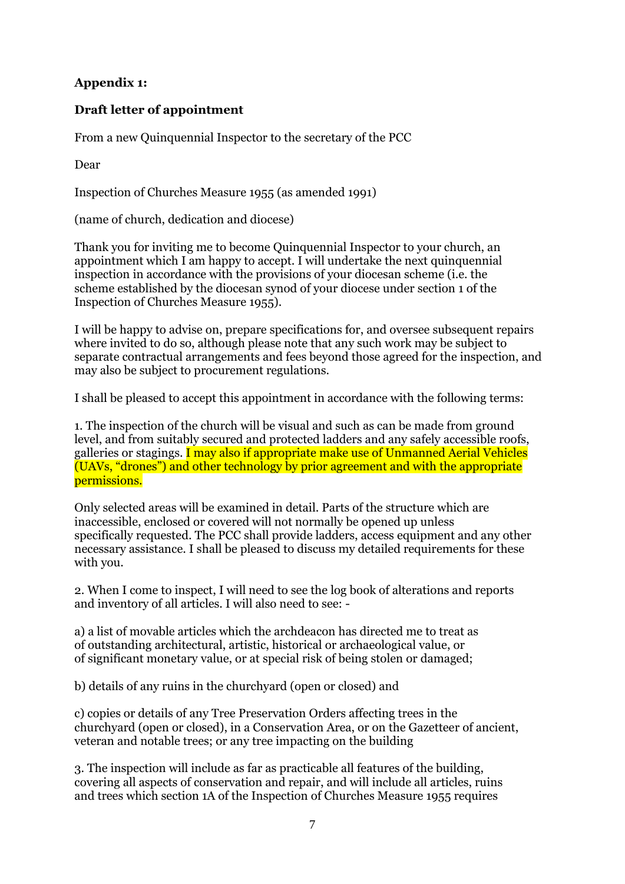**Appendix 1:**

**Draft letter of appointment**

From a new Quinquennial Inspector to the secretary of the PCC

Dear

Inspection of Churches Measure 1955 (as amended 1991)

(name of church, dedication and diocese)

Thank you for inviting me to become Quinquennial Inspector to your church, an appointment which I am happy to accept. I will undertake the next quinquennial inspection in accordance with the provisions of your diocesan scheme (i.e. the scheme established by the diocesan synod of your diocese under section 1 of the Inspection of Churches Measure 1955).

I will be happy to advise on, prepare specifications for, and oversee subsequent repairs where invited to do so, although please note that any such work may be subject to separate contractual arrangements and fees beyond those agreed for the inspection, and may also be subject to procurement regulations.

I shall be pleased to accept this appointment in accordance with the following terms:

1. The inspection of the church will be visual and such as can be made from ground level, and from suitably secured and protected ladders and any safely accessible roofs, galleries or stagings. I may also if appropriate make use of Unmanned Aerial Vehicles (UAVs, "drones") and other technology by prior agreement and with the appropriate permissions.

Only selected areas will be examined in detail. Parts of the structure which are inaccessible, enclosed or covered will not normally be opened up unless specifically requested. The PCC shall provide ladders, access equipment and any other necessary assistance. I shall be pleased to discuss my detailed requirements for these with you.

2. When I come to inspect, I will need to see the log book of alterations and reports and inventory of all articles. I will also need to see: -

a) a list of movable articles which the archdeacon has directed me to treat as of outstanding architectural, artistic, historical or archaeological value, or of significant monetary value, or at special risk of being stolen or damaged;

b) details of any ruins in the churchyard (open or closed) and

c) copies or details of any Tree Preservation Orders affecting trees in the churchyard (open or closed), in a Conservation Area, or on the Gazetteer of ancient, veteran and notable trees; or any tree impacting on the building

3. The inspection will include as far as practicable all features of the building, covering all aspects of conservation and repair, and will include all articles, ruins and trees which section 1A of the Inspection of Churches Measure 1955 requires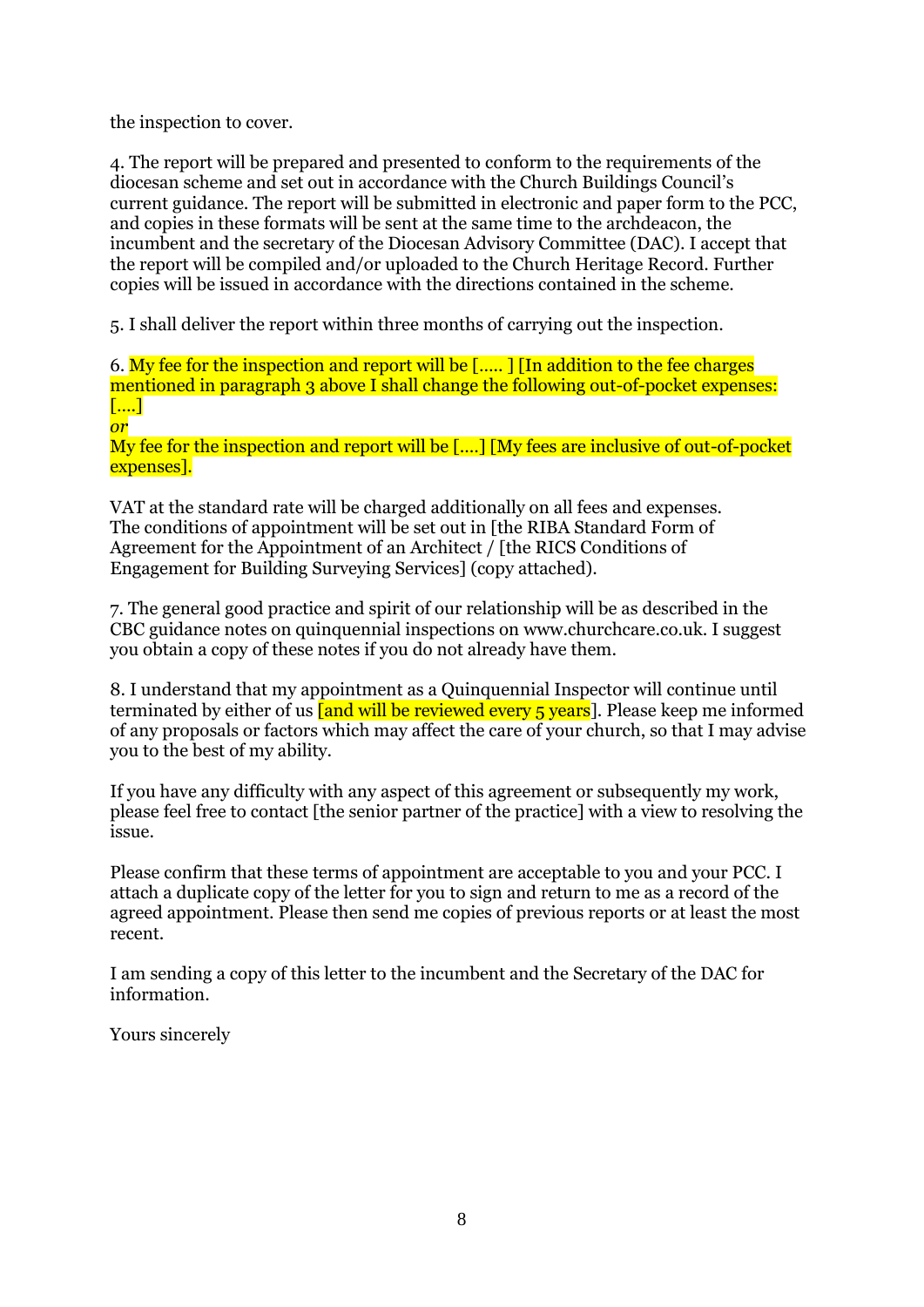the inspection to cover.

4. The report will be prepared and presented to conform to the requirements of the diocesan scheme and set out in accordance with the Church Buildings Council's current guidance. The report will be submitted in electronic and paper form to the PCC, and copies in these formats will be sent at the same time to the archdeacon, the incumbent and the secretary of the Diocesan Advisory Committee (DAC). I accept that the report will be compiled and/or uploaded to the Church Heritage Record. Further copies will be issued in accordance with the directions contained in the scheme.

5. I shall deliver the report within three months of carrying out the inspection.

6. My fee for the inspection and report will be [….. ] [In addition to the fee charges mentioned in paragraph 3 above I shall change the following out-of-pocket expenses: [….]

*or*

My fee for the inspection and report will be [….] [My fees are inclusive of out-of-pocket expenses].

VAT at the standard rate will be charged additionally on all fees and expenses. The conditions of appointment will be set out in [the RIBA Standard Form of Agreement for the Appointment of an Architect / [the RICS Conditions of Engagement for Building Surveying Services] (copy attached).

7. The general good practice and spirit of our relationship will be as described in the CBC guidance notes on quinquennial inspections on www.churchcare.co.uk. I suggest you obtain a copy of these notes if you do not already have them.

8. I understand that my appointment as a Quinquennial Inspector will continue until terminated by either of us [and will be reviewed every 5 years]. Please keep me informed of any proposals or factors which may affect the care of your church, so that I may advise you to the best of my ability.

If you have any difficulty with any aspect of this agreement or subsequently my work, please feel free to contact [the senior partner of the practice] with a view to resolving the issue.

Please confirm that these terms of appointment are acceptable to you and your PCC. I attach a duplicate copy of the letter for you to sign and return to me as a record of the agreed appointment. Please then send me copies of previous reports or at least the most recent.

I am sending a copy of this letter to the incumbent and the Secretary of the DAC for information.

Yours sincerely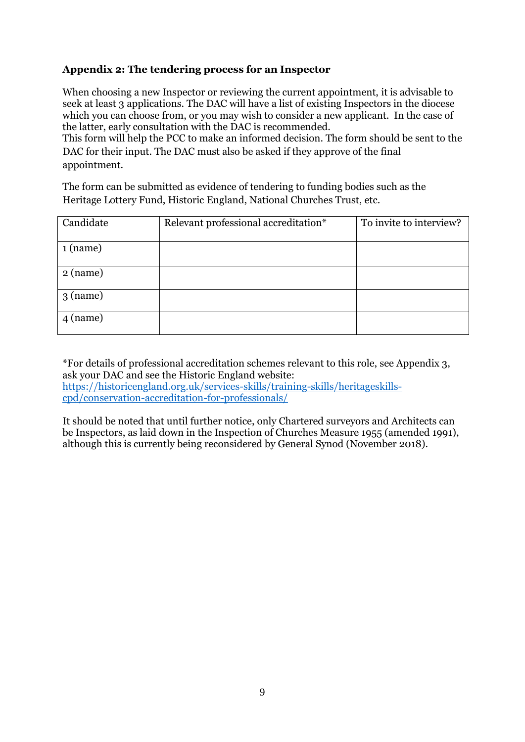**Appendix 2: The tendering process for an Inspector**

When choosing a new Inspector or reviewing the current appointment, it is advisable to seek at least 3 applications. The DAC will have a list of existing Inspectors in the diocese which you can choose from, or you may wish to consider a new applicant. In the case of the latter, early consultation with the DAC is recommended.
This form will help the PCC to make an informed decision. The form should be sent to the DAC for their input. The DAC must also be asked if they approve of the final appointment.

The form can be submitted as evidence of tendering to funding bodies such as the Heritage Lottery Fund, Historic England, National Churches Trust, etc.

| Candidate | Relevant professional accreditation* | To invite to interview? |
|---|---|---|
| 1 (name) | | |
| 2 (name) | | |
| 3 (name) | | |
| 4 (name) | | |

*For details of professional accreditation schemes relevant to this role, see Appendix 3, ask your DAC and see the Historic England website:
[https://historicengland.org.uk/services-skills/training-skills/heritageskills-cpd/conservation-accreditation-for-professionals/](https://historicengland.org.uk/services-skills/training-skills/heritageskills-cpd/conservation-accreditation-for-professionals/)

It should be noted that until further notice, only Chartered surveyors and Architects can be Inspectors, as laid down in the Inspection of Churches Measure 1955 (amended 1991), although this is currently being reconsidered by General Synod (November 2018).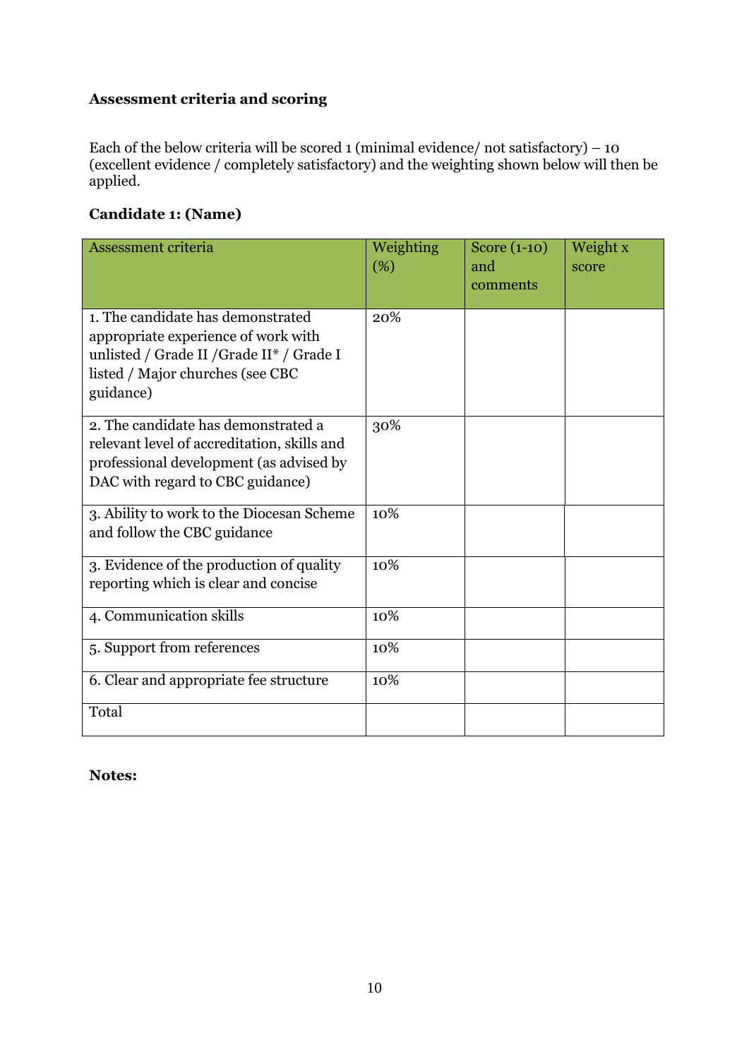**Assessment criteria and scoring**

Each of the below criteria will be scored 1 (minimal evidence/ not satisfactory) – 10 (excellent evidence / completely satisfactory) and the weighting shown below will then be applied.

**Candidate 1: (Name)**

| Assessment criteria | Weighting (%) | Score (1-10) and comments | Weight x score |
|---|---|---|---|
| 1. The candidate has demonstrated appropriate experience of work with unlisted / Grade II /Grade II* / Grade I listed / Major churches (see CBC guidance) | 20% | | |
| 2. The candidate has demonstrated a relevant level of accreditation, skills and professional development (as advised by DAC with regard to CBC guidance) | 30% | | |
| 3. Ability to work to the Diocesan Scheme and follow the CBC guidance | 10% | | |
| 3. Evidence of the production of quality reporting which is clear and concise | 10% | | |
| 4. Communication skills | 10% | | |
| 5. Support from references | 10% | | |
| 6. Clear and appropriate fee structure | 10% | | |
| Total | | | |

**Notes:**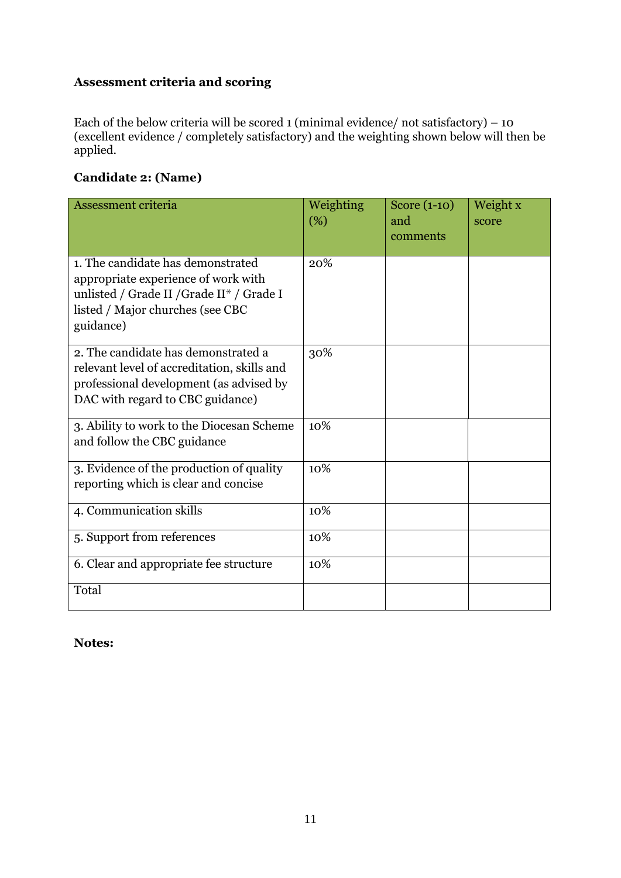**Assessment criteria and scoring**

Each of the below criteria will be scored 1 (minimal evidence/ not satisfactory) – 10 (excellent evidence / completely satisfactory) and the weighting shown below will then be applied.

**Candidate 2: (Name)**

| Assessment criteria | Weighting (%) | Score (1-10) and comments | Weight x score |
|---|---|---|---|
| 1. The candidate has demonstrated appropriate experience of work with unlisted / Grade II /Grade II* / Grade I listed / Major churches (see CBC guidance) | 20% | | |
| 2. The candidate has demonstrated a relevant level of accreditation, skills and professional development (as advised by DAC with regard to CBC guidance) | 30% | | |
| 3. Ability to work to the Diocesan Scheme and follow the CBC guidance | 10% | | |
| 3. Evidence of the production of quality reporting which is clear and concise | 10% | | |
| 4. Communication skills | 10% | | |
| 5. Support from references | 10% | | |
| 6. Clear and appropriate fee structure | 10% | | |
| Total | | | |

**Notes:**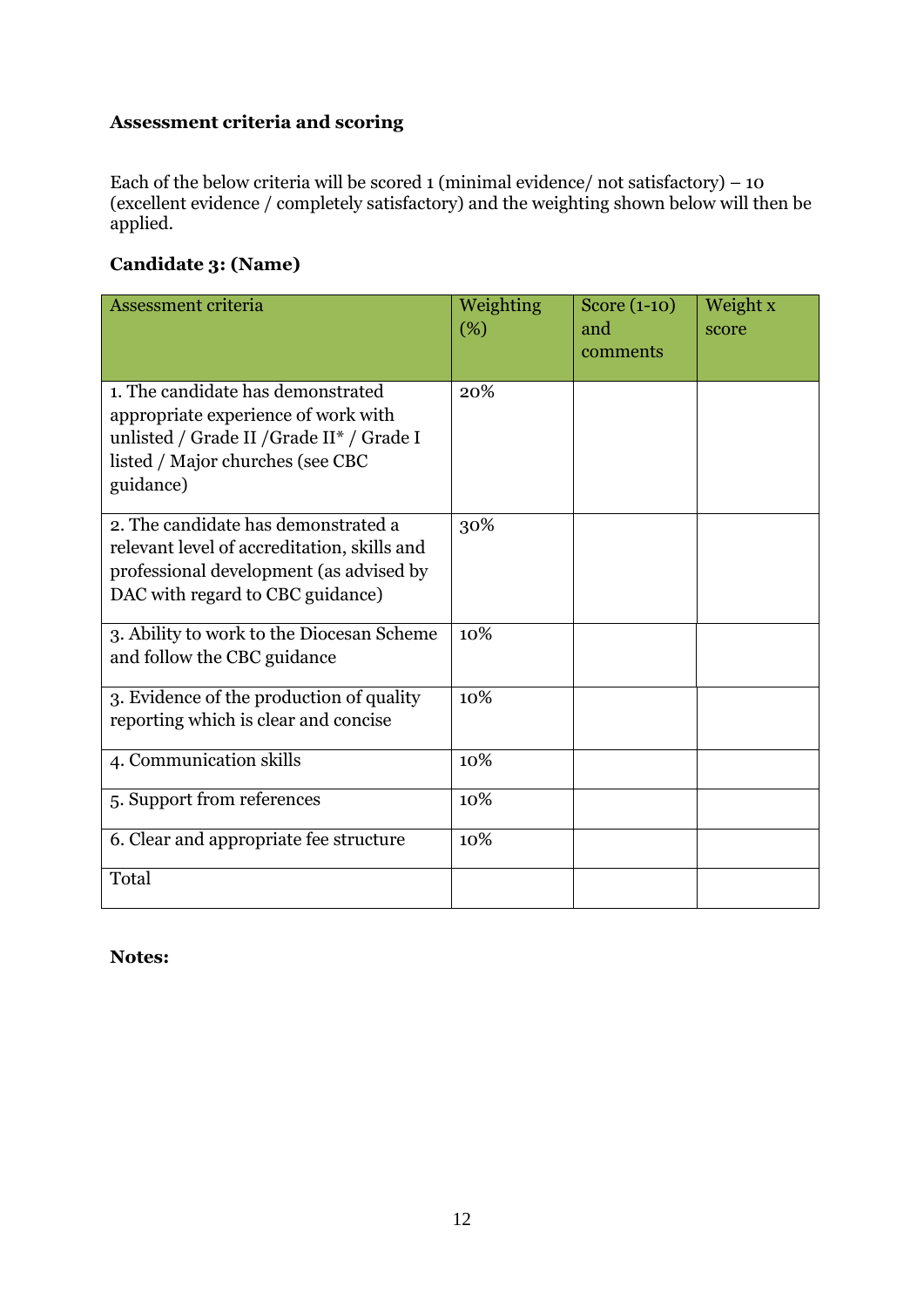**Assessment criteria and scoring**

Each of the below criteria will be scored 1 (minimal evidence/ not satisfactory) – 10 (excellent evidence / completely satisfactory) and the weighting shown below will then be applied.

**Candidate 3: (Name)**

| Assessment criteria | Weighting (%) | Score (1-10) and comments | Weight x score |
|---|---|---|---|
| 1. The candidate has demonstrated appropriate experience of work with unlisted / Grade II /Grade II* / Grade I listed / Major churches (see CBC guidance) | 20% | | |
| 2. The candidate has demonstrated a relevant level of accreditation, skills and professional development (as advised by DAC with regard to CBC guidance) | 30% | | |
| 3. Ability to work to the Diocesan Scheme and follow the CBC guidance | 10% | | |
| 3. Evidence of the production of quality reporting which is clear and concise | 10% | | |
| 4. Communication skills | 10% | | |
| 5. Support from references | 10% | | |
| 6. Clear and appropriate fee structure | 10% | | |
| Total | | | |

**Notes:**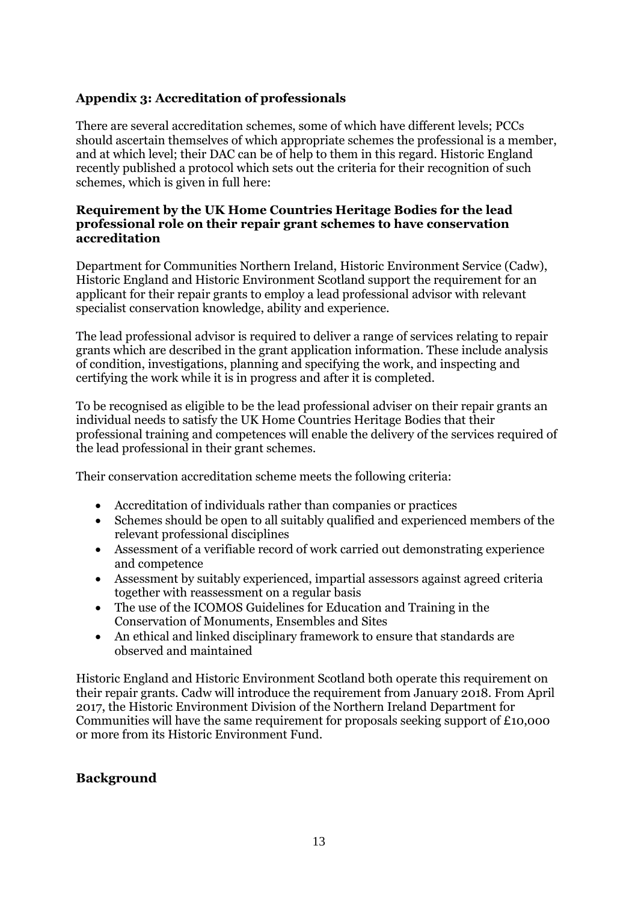## Appendix 3: Accreditation of professionals

There are several accreditation schemes, some of which have different levels; PCCs should ascertain themselves of which appropriate schemes the professional is a member, and at which level; their DAC can be of help to them in this regard. Historic England recently published a protocol which sets out the criteria for their recognition of such schemes, which is given in full here:

### Requirement by the UK Home Countries Heritage Bodies for the lead professional role on their repair grant schemes to have conservation accreditation

Department for Communities Northern Ireland, Historic Environment Service (Cadw), Historic England and Historic Environment Scotland support the requirement for an applicant for their repair grants to employ a lead professional advisor with relevant specialist conservation knowledge, ability and experience.

The lead professional advisor is required to deliver a range of services relating to repair grants which are described in the grant application information. These include analysis of condition, investigations, planning and specifying the work, and inspecting and certifying the work while it is in progress and after it is completed.

To be recognised as eligible to be the lead professional adviser on their repair grants an individual needs to satisfy the UK Home Countries Heritage Bodies that their professional training and competences will enable the delivery of the services required of the lead professional in their grant schemes.

Their conservation accreditation scheme meets the following criteria:

- Accreditation of individuals rather than companies or practices
- Schemes should be open to all suitably qualified and experienced members of the relevant professional disciplines
- Assessment of a verifiable record of work carried out demonstrating experience and competence
- Assessment by suitably experienced, impartial assessors against agreed criteria together with reassessment on a regular basis
- The use of the ICOMOS Guidelines for Education and Training in the Conservation of Monuments, Ensembles and Sites
- An ethical and linked disciplinary framework to ensure that standards are observed and maintained

Historic England and Historic Environment Scotland both operate this requirement on their repair grants. Cadw will introduce the requirement from January 2018. From April 2017, the Historic Environment Division of the Northern Ireland Department for Communities will have the same requirement for proposals seeking support of £10,000 or more from its Historic Environment Fund.

## Background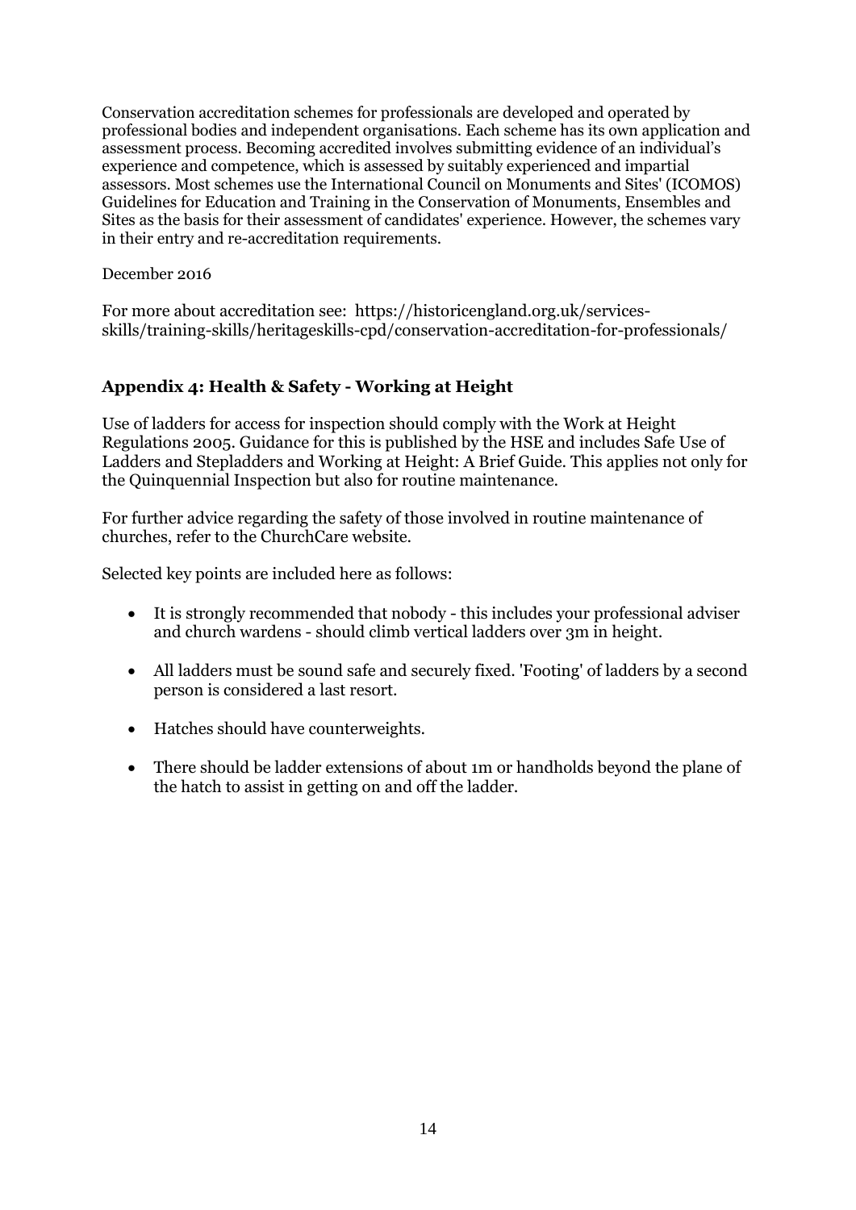Conservation accreditation schemes for professionals are developed and operated by professional bodies and independent organisations. Each scheme has its own application and assessment process. Becoming accredited involves submitting evidence of an individual's experience and competence, which is assessed by suitably experienced and impartial assessors. Most schemes use the International Council on Monuments and Sites' (ICOMOS) Guidelines for Education and Training in the Conservation of Monuments, Ensembles and Sites as the basis for their assessment of candidates' experience. However, the schemes vary in their entry and re-accreditation requirements.

December 2016

For more about accreditation see: https://historicengland.org.uk/services-skills/training-skills/heritageskills-cpd/conservation-accreditation-for-professionals/

## Appendix 4: Health & Safety - Working at Height

Use of ladders for access for inspection should comply with the Work at Height Regulations 2005. Guidance for this is published by the HSE and includes Safe Use of Ladders and Stepladders and Working at Height: A Brief Guide. This applies not only for the Quinquennial Inspection but also for routine maintenance.

For further advice regarding the safety of those involved in routine maintenance of churches, refer to the ChurchCare website.

Selected key points are included here as follows:

- It is strongly recommended that nobody - this includes your professional adviser and church wardens - should climb vertical ladders over 3m in height.
- All ladders must be sound safe and securely fixed. 'Footing' of ladders by a second person is considered a last resort.
- Hatches should have counterweights.
- There should be ladder extensions of about 1m or handholds beyond the plane of the hatch to assist in getting on and off the ladder.